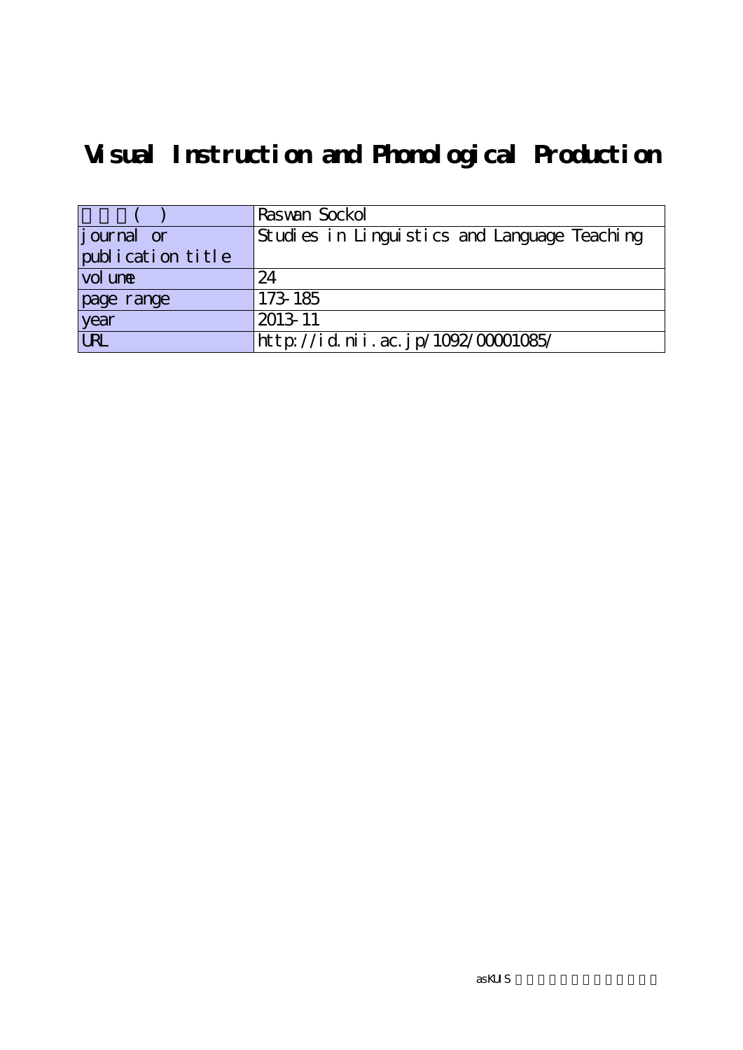# Visual Instruction and Phonological Production

| 著者(英) | Raswan Sockol |
|---|---|
| journal or publication title | Studies in Linguistics and Language Teaching |
| volume | 24 |
| page range | 173-185 |
| year | 2013-11 |
| URL | http://id.nii.ac.jp/1092/00001085/ |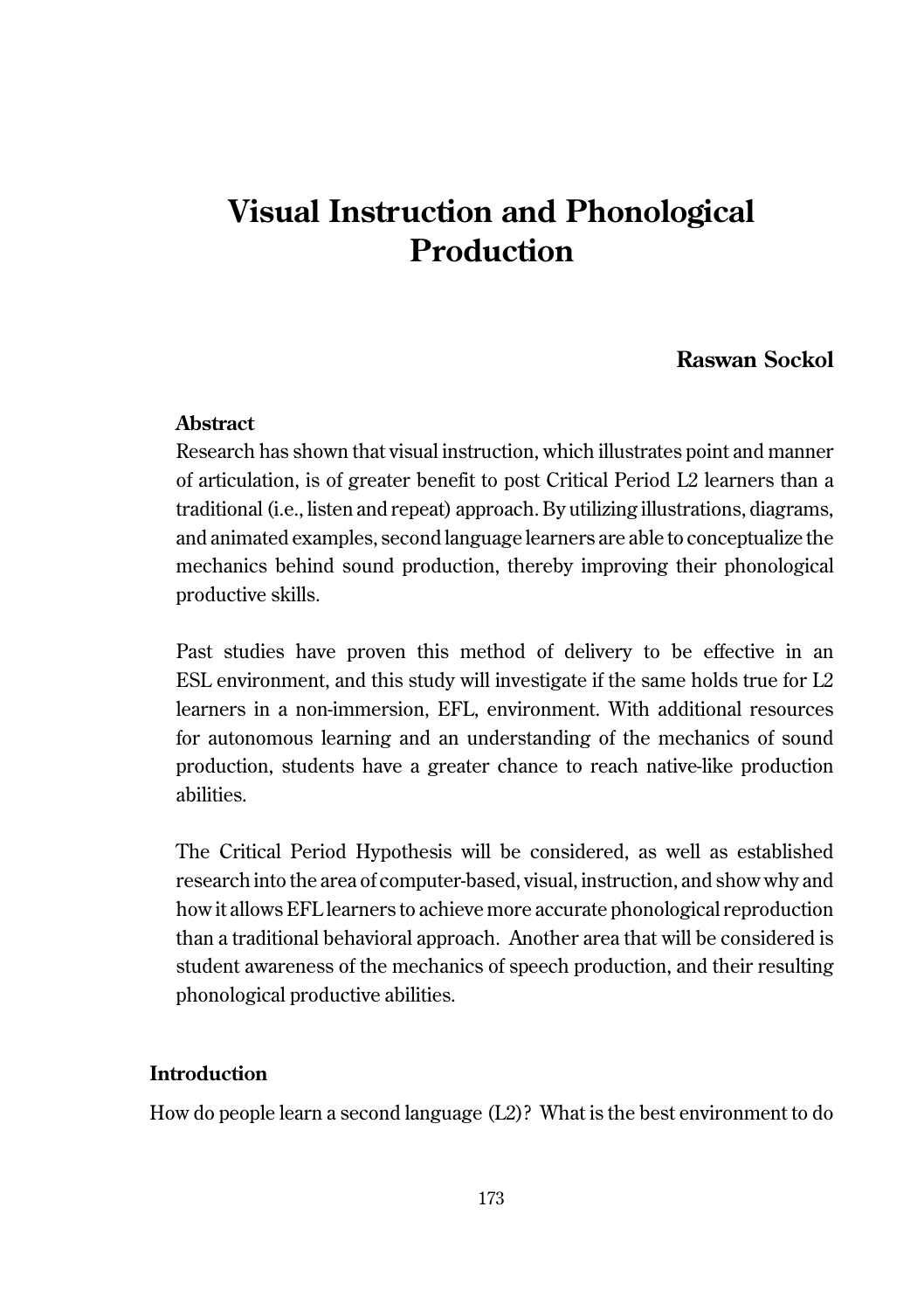# Visual Instruction and Phonological Production

**Raswan Sockol**

### Abstract

Research has shown that visual instruction, which illustrates point and manner of articulation, is of greater benefit to post Critical Period L2 learners than a traditional (i.e., listen and repeat) approach. By utilizing illustrations, diagrams, and animated examples, second language learners are able to conceptualize the mechanics behind sound production, thereby improving their phonological productive skills.

Past studies have proven this method of delivery to be effective in an ESL environment, and this study will investigate if the same holds true for L2 learners in a non-immersion, EFL, environment. With additional resources for autonomous learning and an understanding of the mechanics of sound production, students have a greater chance to reach native-like production abilities.

The Critical Period Hypothesis will be considered, as well as established research into the area of computer-based, visual, instruction, and show why and how it allows EFL learners to achieve more accurate phonological reproduction than a traditional behavioral approach. Another area that will be considered is student awareness of the mechanics of speech production, and their resulting phonological productive abilities.

## Introduction

How do people learn a second language (L2)? What is the best environment to do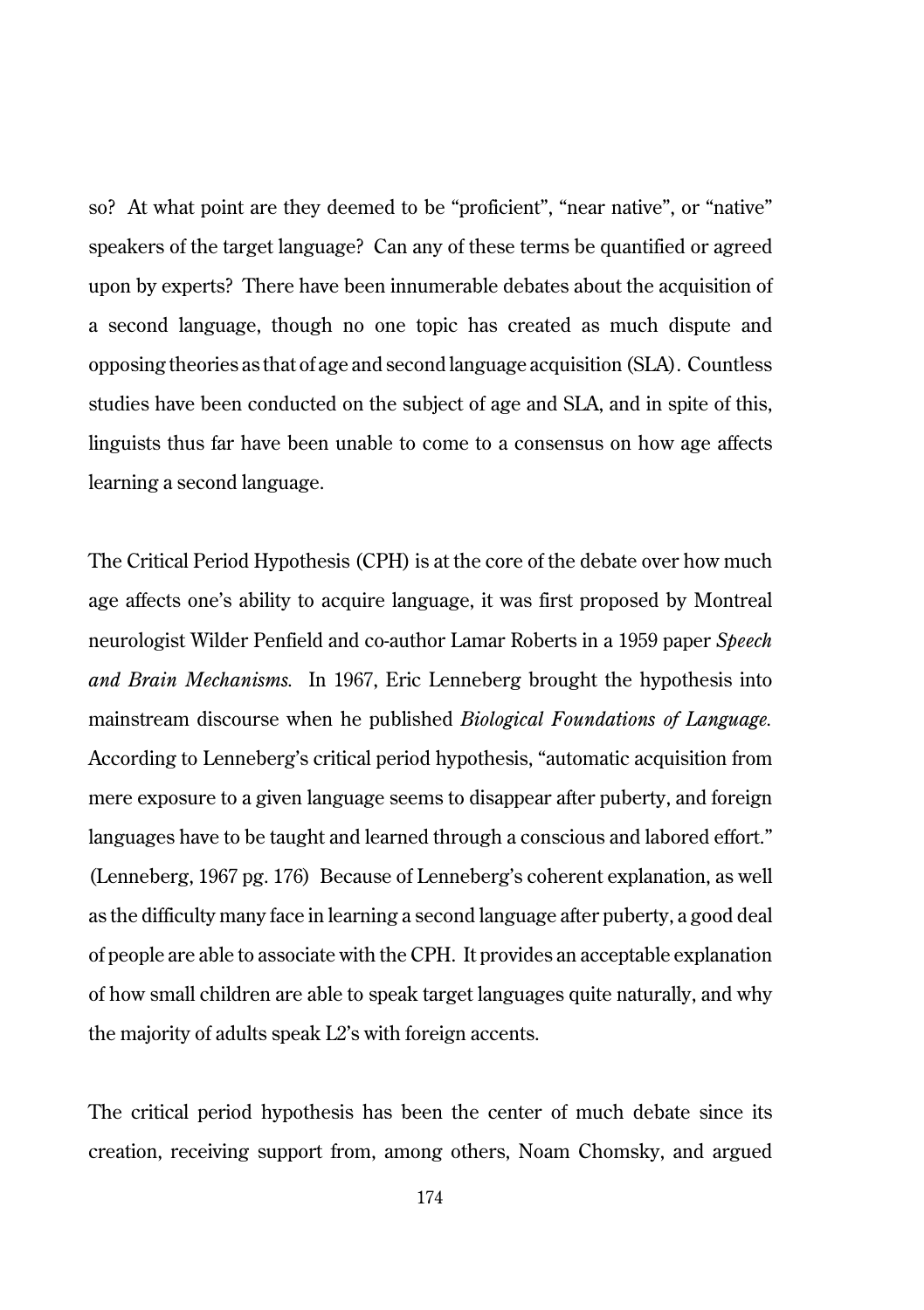so? At what point are they deemed to be “proficient”, “near native”, or “native” speakers of the target language? Can any of these terms be quantified or agreed upon by experts? There have been innumerable debates about the acquisition of a second language, though no one topic has created as much dispute and opposing theories as that of age and second language acquisition (SLA). Countless studies have been conducted on the subject of age and SLA, and in spite of this, linguists thus far have been unable to come to a consensus on how age affects learning a second language.

The Critical Period Hypothesis (CPH) is at the core of the debate over how much age affects one’s ability to acquire language, it was first proposed by Montreal neurologist Wilder Penfield and co-author Lamar Roberts in a 1959 paper *Speech and Brain Mechanisms.* In 1967, Eric Lenneberg brought the hypothesis into mainstream discourse when he published *Biological Foundations of Language.* According to Lenneberg’s critical period hypothesis, “automatic acquisition from mere exposure to a given language seems to disappear after puberty, and foreign languages have to be taught and learned through a conscious and labored effort.” (Lenneberg, 1967 pg. 176) Because of Lenneberg’s coherent explanation, as well as the difficulty many face in learning a second language after puberty, a good deal of people are able to associate with the CPH. It provides an acceptable explanation of how small children are able to speak target languages quite naturally, and why the majority of adults speak L2’s with foreign accents.

The critical period hypothesis has been the center of much debate since its creation, receiving support from, among others, Noam Chomsky, and argued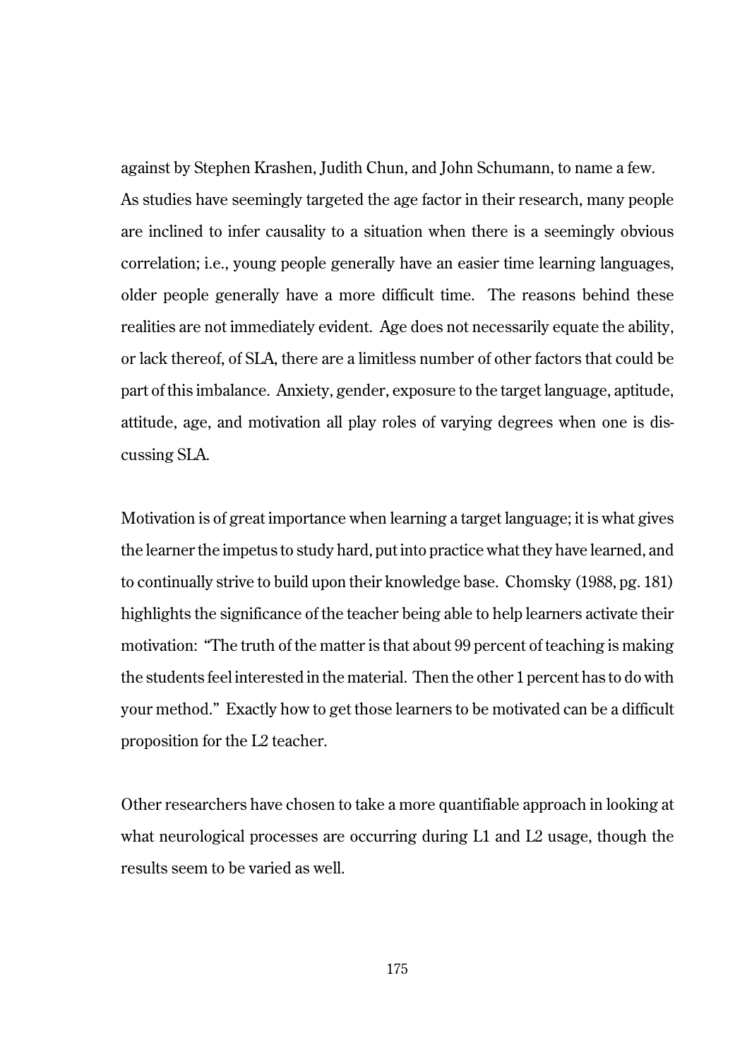against by Stephen Krashen, Judith Chun, and John Schumann, to name a few. As studies have seemingly targeted the age factor in their research, many people are inclined to infer causality to a situation when there is a seemingly obvious correlation; i.e., young people generally have an easier time learning languages, older people generally have a more difficult time. The reasons behind these realities are not immediately evident. Age does not necessarily equate the ability, or lack thereof, of SLA, there are a limitless number of other factors that could be part of this imbalance. Anxiety, gender, exposure to the target language, aptitude, attitude, age, and motivation all play roles of varying degrees when one is discussing SLA.

Motivation is of great importance when learning a target language; it is what gives the learner the impetus to study hard, put into practice what they have learned, and to continually strive to build upon their knowledge base. Chomsky (1988, pg. 181) highlights the significance of the teacher being able to help learners activate their motivation: "The truth of the matter is that about 99 percent of teaching is making the students feel interested in the material. Then the other 1 percent has to do with your method." Exactly how to get those learners to be motivated can be a difficult proposition for the L2 teacher.

Other researchers have chosen to take a more quantifiable approach in looking at what neurological processes are occurring during L1 and L2 usage, though the results seem to be varied as well.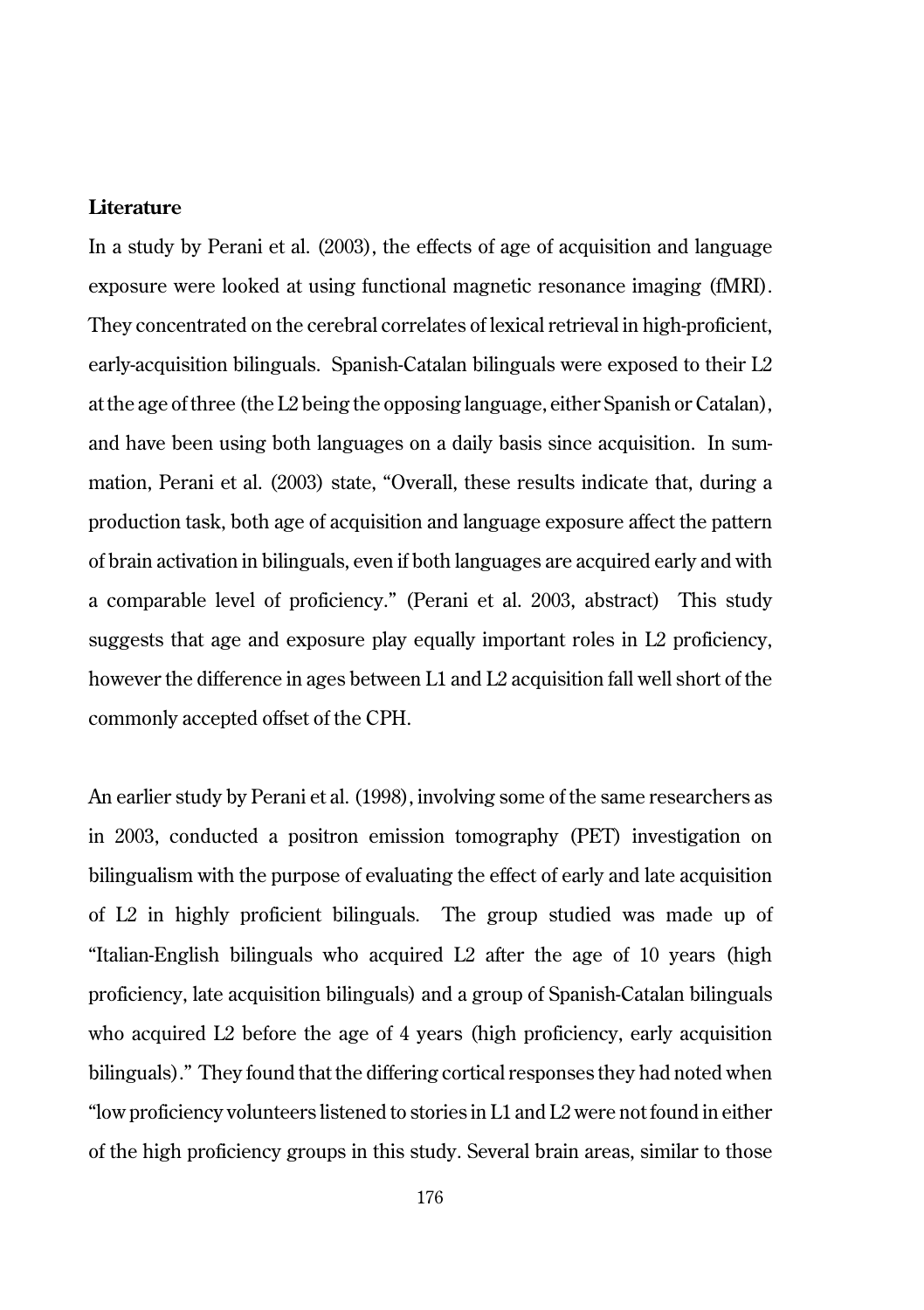**Literature**

In a study by Perani et al. (2003), the effects of age of acquisition and language exposure were looked at using functional magnetic resonance imaging (fMRI). They concentrated on the cerebral correlates of lexical retrieval in high-proficient, early-acquisition bilinguals. Spanish-Catalan bilinguals were exposed to their L2 at the age of three (the L2 being the opposing language, either Spanish or Catalan), and have been using both languages on a daily basis since acquisition. In summation, Perani et al. (2003) state, "Overall, these results indicate that, during a production task, both age of acquisition and language exposure affect the pattern of brain activation in bilinguals, even if both languages are acquired early and with a comparable level of proficiency." (Perani et al. 2003, abstract) This study suggests that age and exposure play equally important roles in L2 proficiency, however the difference in ages between L1 and L2 acquisition fall well short of the commonly accepted offset of the CPH.

An earlier study by Perani et al. (1998), involving some of the same researchers as in 2003, conducted a positron emission tomography (PET) investigation on bilingualism with the purpose of evaluating the effect of early and late acquisition of L2 in highly proficient bilinguals. The group studied was made up of "Italian-English bilinguals who acquired L2 after the age of 10 years (high proficiency, late acquisition bilinguals) and a group of Spanish-Catalan bilinguals who acquired L2 before the age of 4 years (high proficiency, early acquisition bilinguals)." They found that the differing cortical responses they had noted when "low proficiency volunteers listened to stories in L1 and L2 were not found in either of the high proficiency groups in this study. Several brain areas, similar to those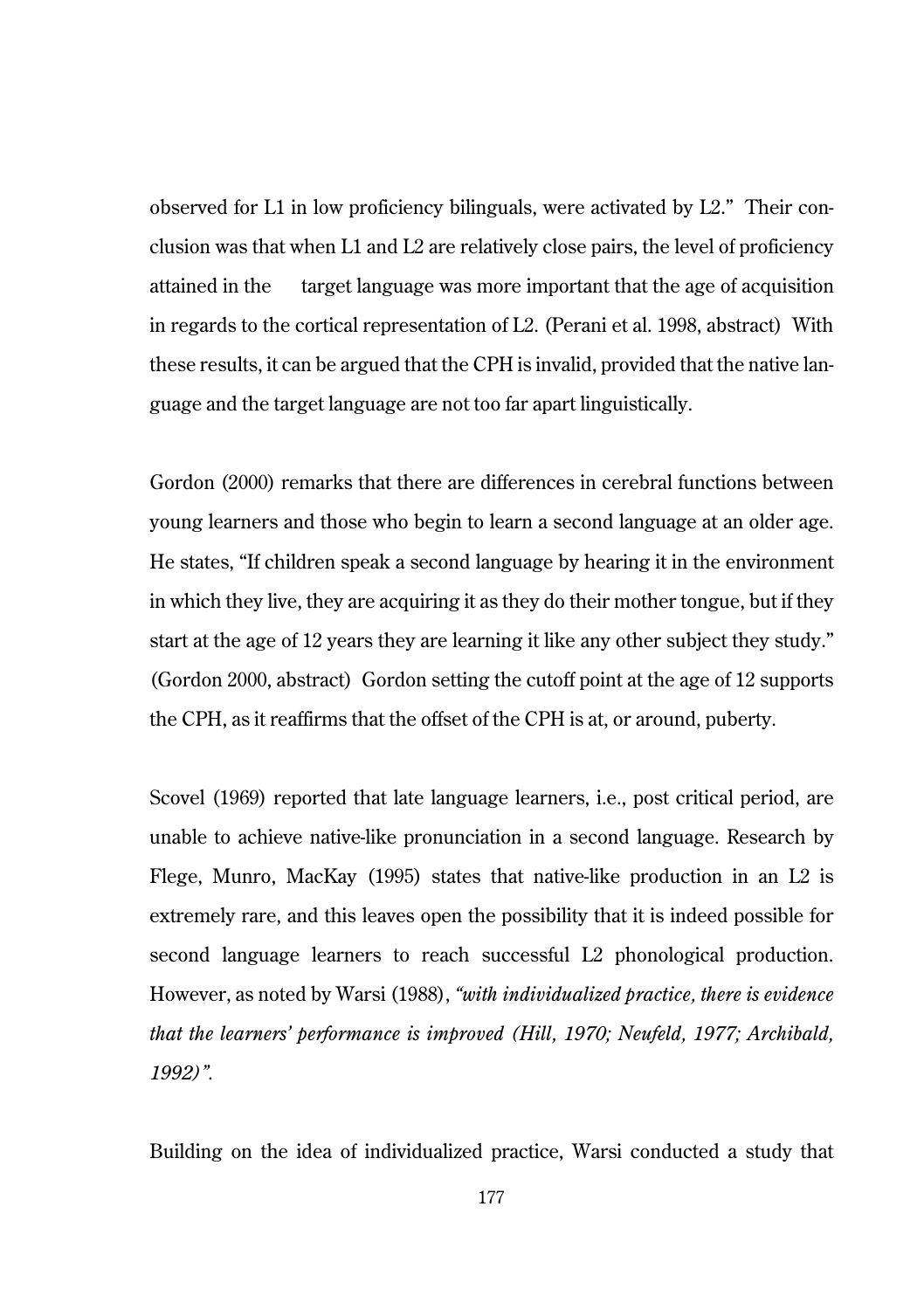observed for L1 in low proficiency bilinguals, were activated by L2." Their conclusion was that when L1 and L2 are relatively close pairs, the level of proficiency attained in the target language was more important that the age of acquisition in regards to the cortical representation of L2. (Perani et al. 1998, abstract) With these results, it can be argued that the CPH is invalid, provided that the native language and the target language are not too far apart linguistically.

Gordon (2000) remarks that there are differences in cerebral functions between young learners and those who begin to learn a second language at an older age. He states, "If children speak a second language by hearing it in the environment in which they live, they are acquiring it as they do their mother tongue, but if they start at the age of 12 years they are learning it like any other subject they study." (Gordon 2000, abstract) Gordon setting the cutoff point at the age of 12 supports the CPH, as it reaffirms that the offset of the CPH is at, or around, puberty.

Scovel (1969) reported that late language learners, i.e., post critical period, are unable to achieve native-like pronunciation in a second language. Research by Flege, Munro, MacKay (1995) states that native-like production in an L2 is extremely rare, and this leaves open the possibility that it is indeed possible for second language learners to reach successful L2 phonological production. However, as noted by Warsi (1988), *"with individualized practice, there is evidence that the learners' performance is improved (Hill, 1970; Neufeld, 1977; Archibald, 1992)"*.

Building on the idea of individualized practice, Warsi conducted a study that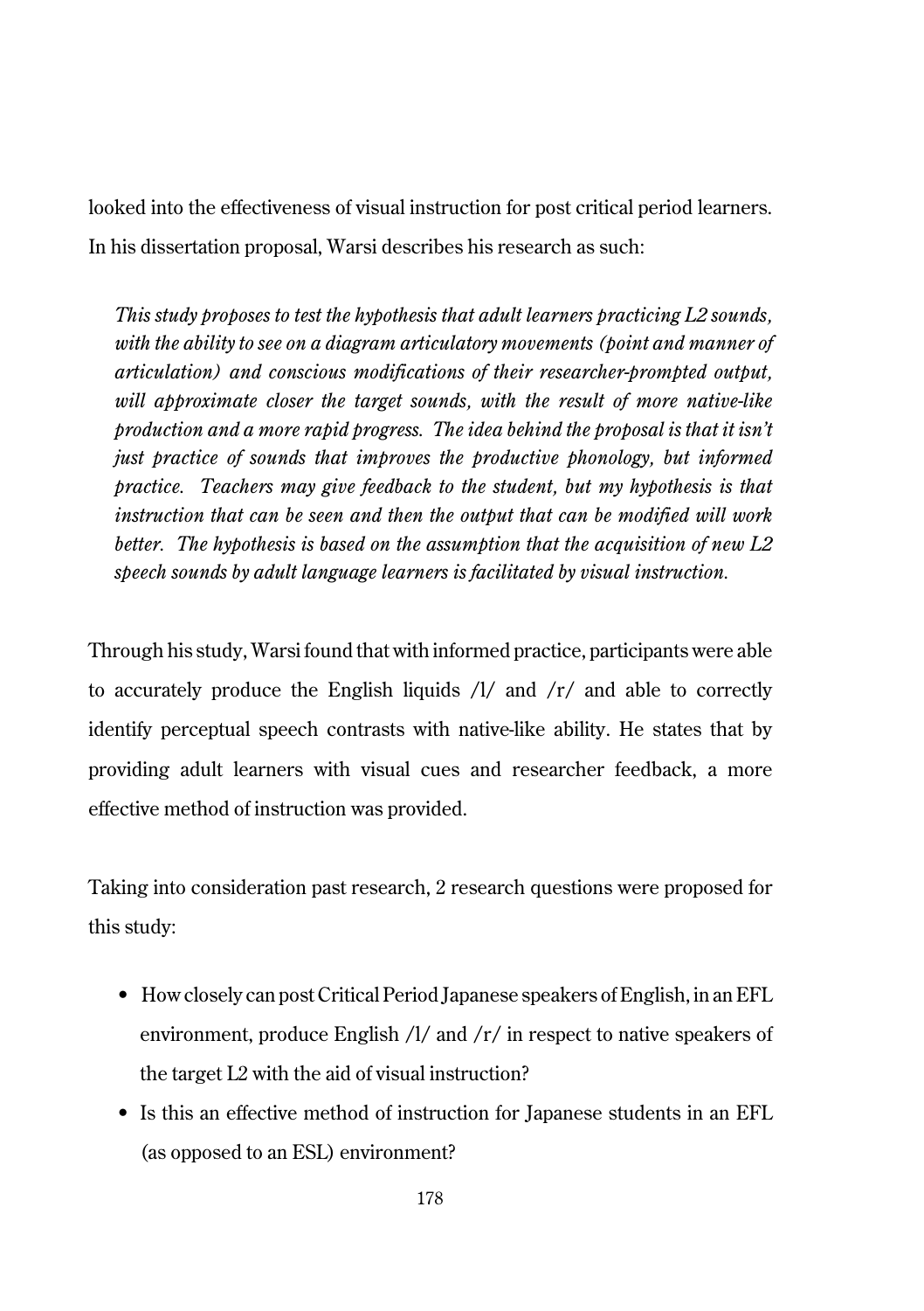looked into the effectiveness of visual instruction for post critical period learners. In his dissertation proposal, Warsi describes his research as such:

> *This study proposes to test the hypothesis that adult learners practicing L2 sounds, with the ability to see on a diagram articulatory movements (point and manner of articulation) and conscious modifications of their researcher-prompted output, will approximate closer the target sounds, with the result of more native-like production and a more rapid progress. The idea behind the proposal is that it isn't just practice of sounds that improves the productive phonology, but informed practice. Teachers may give feedback to the student, but my hypothesis is that instruction that can be seen and then the output that can be modified will work better. The hypothesis is based on the assumption that the acquisition of new L2 speech sounds by adult language learners is facilitated by visual instruction.*

Through his study, Warsi found that with informed practice, participants were able to accurately produce the English liquids /l/ and /r/ and able to correctly identify perceptual speech contrasts with native-like ability. He states that by providing adult learners with visual cues and researcher feedback, a more effective method of instruction was provided.

Taking into consideration past research, 2 research questions were proposed for this study:

- How closely can post Critical Period Japanese speakers of English, in an EFL environment, produce English /l/ and /r/ in respect to native speakers of the target L2 with the aid of visual instruction?
- Is this an effective method of instruction for Japanese students in an EFL (as opposed to an ESL) environment?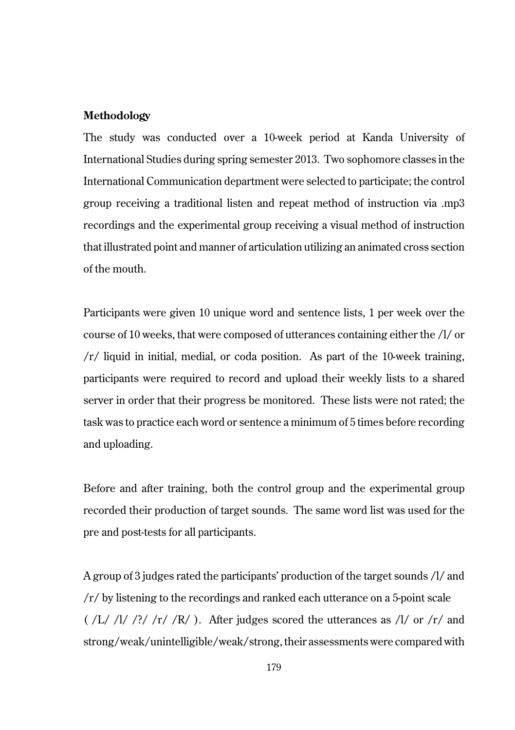**Methodology**

The study was conducted over a 10-week period at Kanda University of International Studies during spring semester 2013. Two sophomore classes in the International Communication department were selected to participate; the control group receiving a traditional listen and repeat method of instruction via .mp3 recordings and the experimental group receiving a visual method of instruction that illustrated point and manner of articulation utilizing an animated cross section of the mouth.

Participants were given 10 unique word and sentence lists, 1 per week over the course of 10 weeks, that were composed of utterances containing either the /l/ or /r/ liquid in initial, medial, or coda position. As part of the 10-week training, participants were required to record and upload their weekly lists to a shared server in order that their progress be monitored. These lists were not rated; the task was to practice each word or sentence a minimum of 5 times before recording and uploading.

Before and after training, both the control group and the experimental group recorded their production of target sounds. The same word list was used for the pre and post-tests for all participants.

A group of 3 judges rated the participants' production of the target sounds /l/ and /r/ by listening to the recordings and ranked each utterance on a 5-point scale ( /L/ /l/ /?/ /r/ /R/ ). After judges scored the utterances as /l/ or /r/ and strong/weak/unintelligible/weak/strong, their assessments were compared with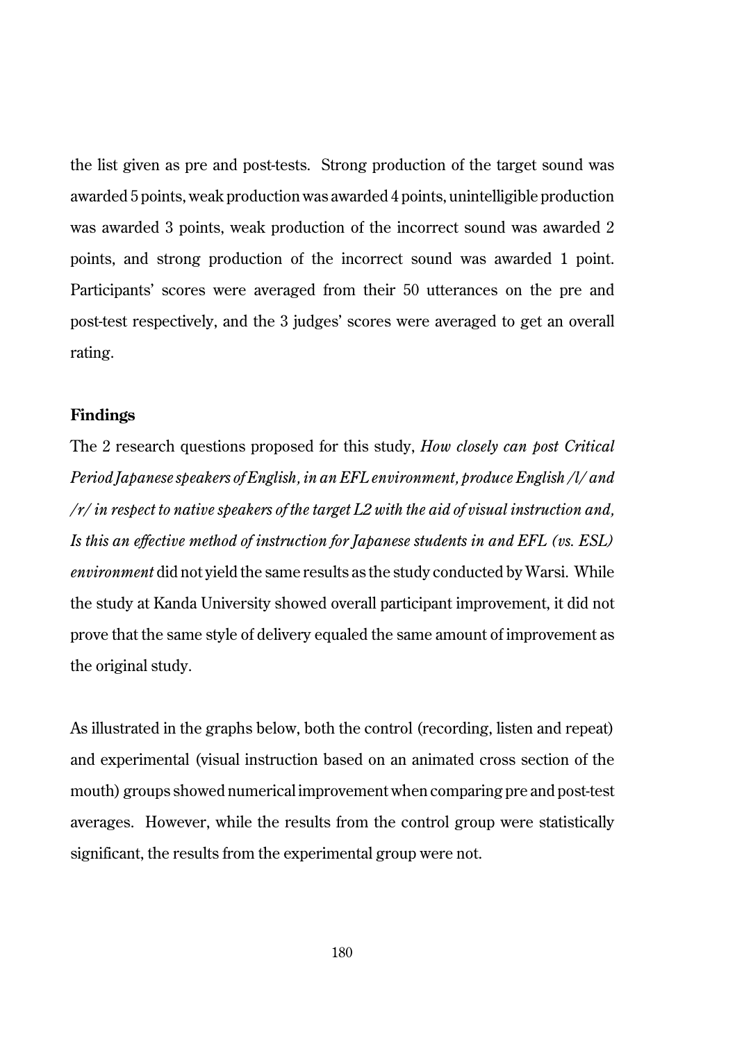the list given as pre and post-tests. Strong production of the target sound was awarded 5 points, weak production was awarded 4 points, unintelligible production was awarded 3 points, weak production of the incorrect sound was awarded 2 points, and strong production of the incorrect sound was awarded 1 point. Participants' scores were averaged from their 50 utterances on the pre and post-test respectively, and the 3 judges' scores were averaged to get an overall rating.

**Findings**

The 2 research questions proposed for this study, *How closely can post Critical Period Japanese speakers of English, in an EFL environment, produce English /l/ and /r/ in respect to native speakers of the target L2 with the aid of visual instruction and, Is this an effective method of instruction for Japanese students in and EFL (vs. ESL) environment* did not yield the same results as the study conducted by Warsi. While the study at Kanda University showed overall participant improvement, it did not prove that the same style of delivery equaled the same amount of improvement as the original study.

As illustrated in the graphs below, both the control (recording, listen and repeat) and experimental (visual instruction based on an animated cross section of the mouth) groups showed numerical improvement when comparing pre and post-test averages. However, while the results from the control group were statistically significant, the results from the experimental group were not.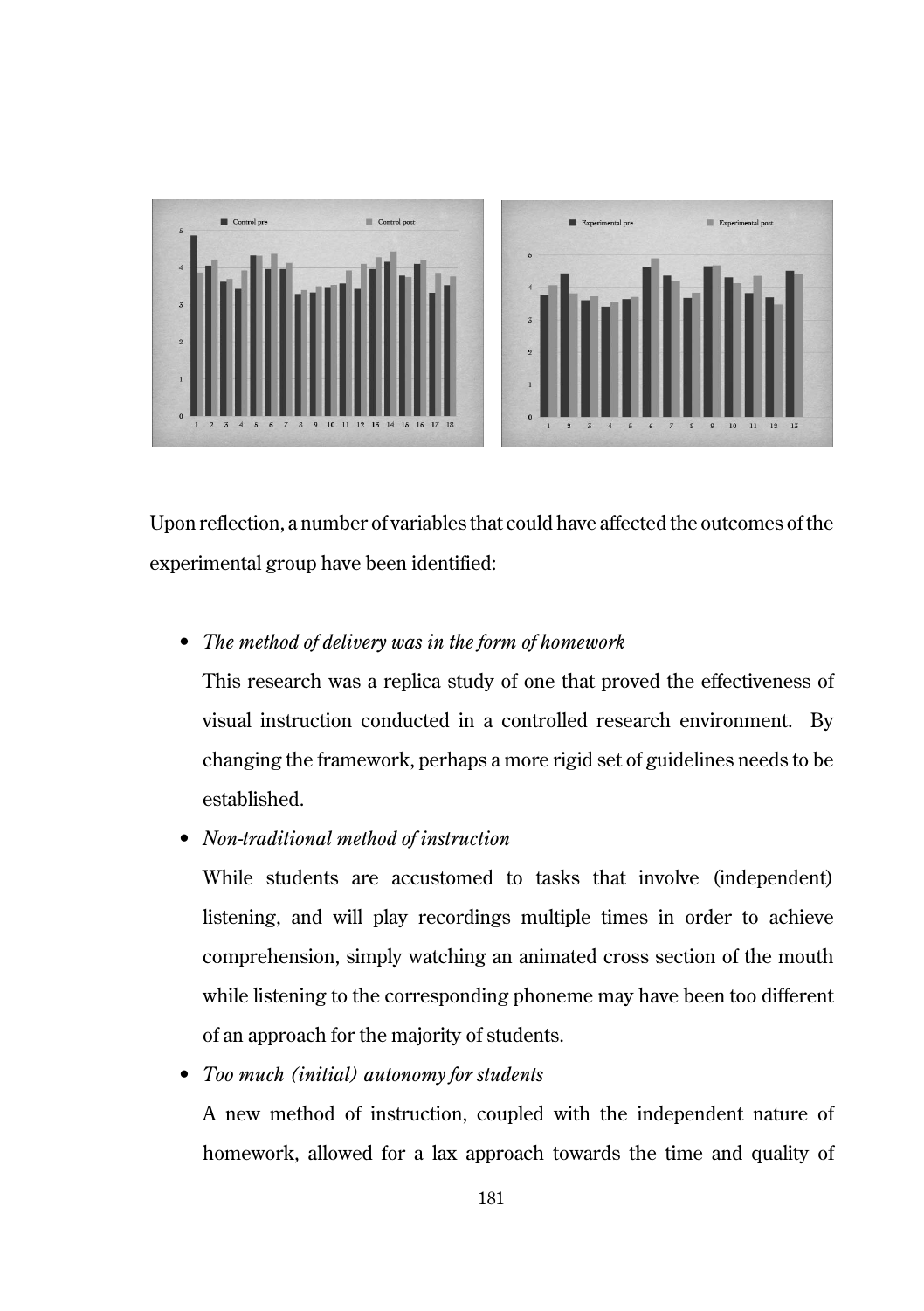Upon reflection, a number of variables that could have affected the outcomes of the experimental group have been identified:

- *The method of delivery was in the form of homework*

  This research was a replica study of one that proved the effectiveness of visual instruction conducted in a controlled research environment. By changing the framework, perhaps a more rigid set of guidelines needs to be established.

- *Non-traditional method of instruction*

  While students are accustomed to tasks that involve (independent) listening, and will play recordings multiple times in order to achieve comprehension, simply watching an animated cross section of the mouth while listening to the corresponding phoneme may have been too different of an approach for the majority of students.

- *Too much (initial) autonomy for students*

  A new method of instruction, coupled with the independent nature of homework, allowed for a lax approach towards the time and quality of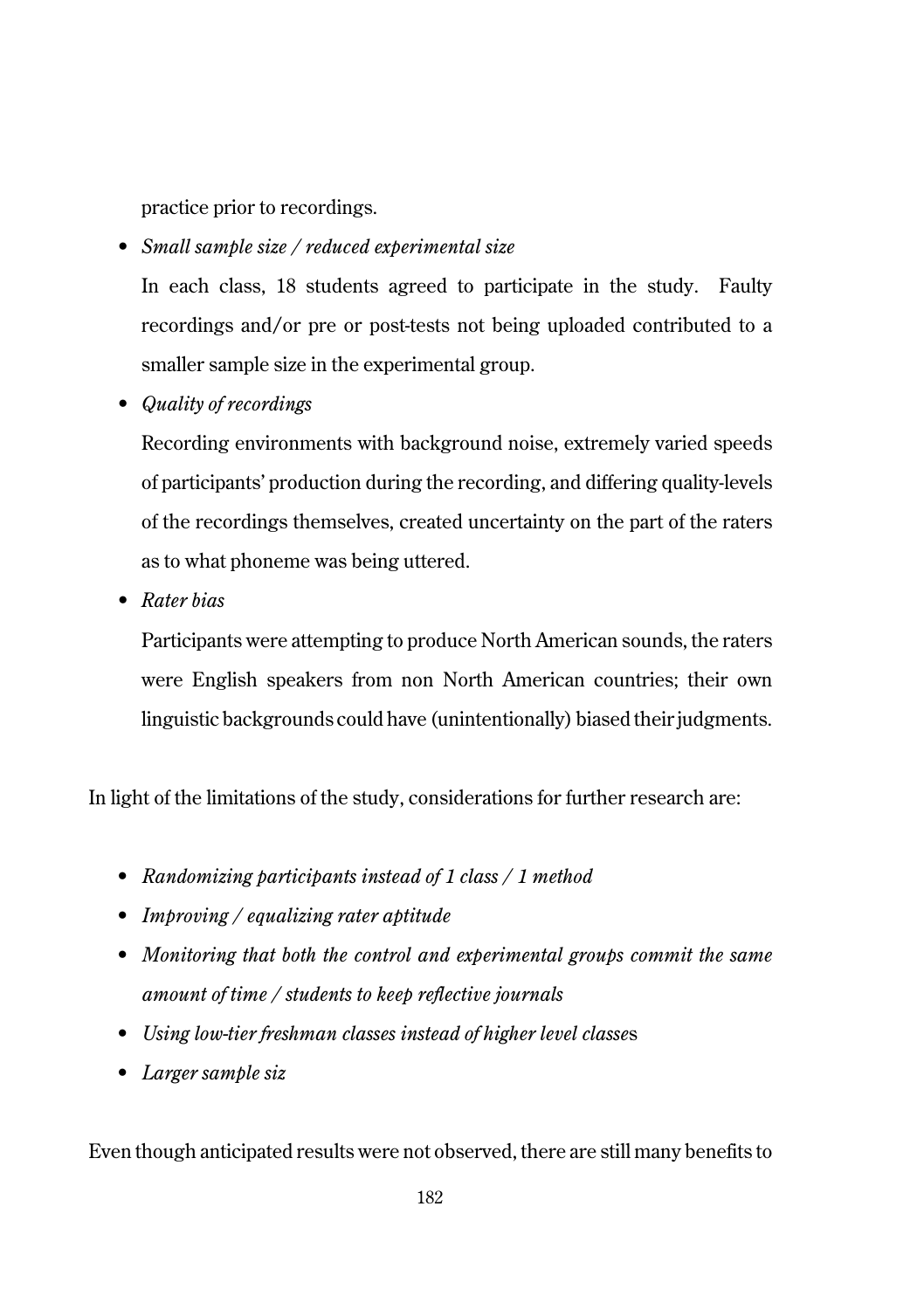practice prior to recordings.

- *Small sample size / reduced experimental size*

  In each class, 18 students agreed to participate in the study. Faulty recordings and/or pre or post-tests not being uploaded contributed to a smaller sample size in the experimental group.

- *Quality of recordings*

  Recording environments with background noise, extremely varied speeds of participants' production during the recording, and differing quality-levels of the recordings themselves, created uncertainty on the part of the raters as to what phoneme was being uttered.

- *Rater bias*

  Participants were attempting to produce North American sounds, the raters were English speakers from non North American countries; their own linguistic backgrounds could have (unintentionally) biased their judgments.

In light of the limitations of the study, considerations for further research are:

- *Randomizing participants instead of 1 class / 1 method*
- *Improving / equalizing rater aptitude*
- *Monitoring that both the control and experimental groups commit the same amount of time / students to keep reflective journals*
- *Using low-tier freshman classes instead of higher level classe*s
- *Larger sample siz*

Even though anticipated results were not observed, there are still many benefits to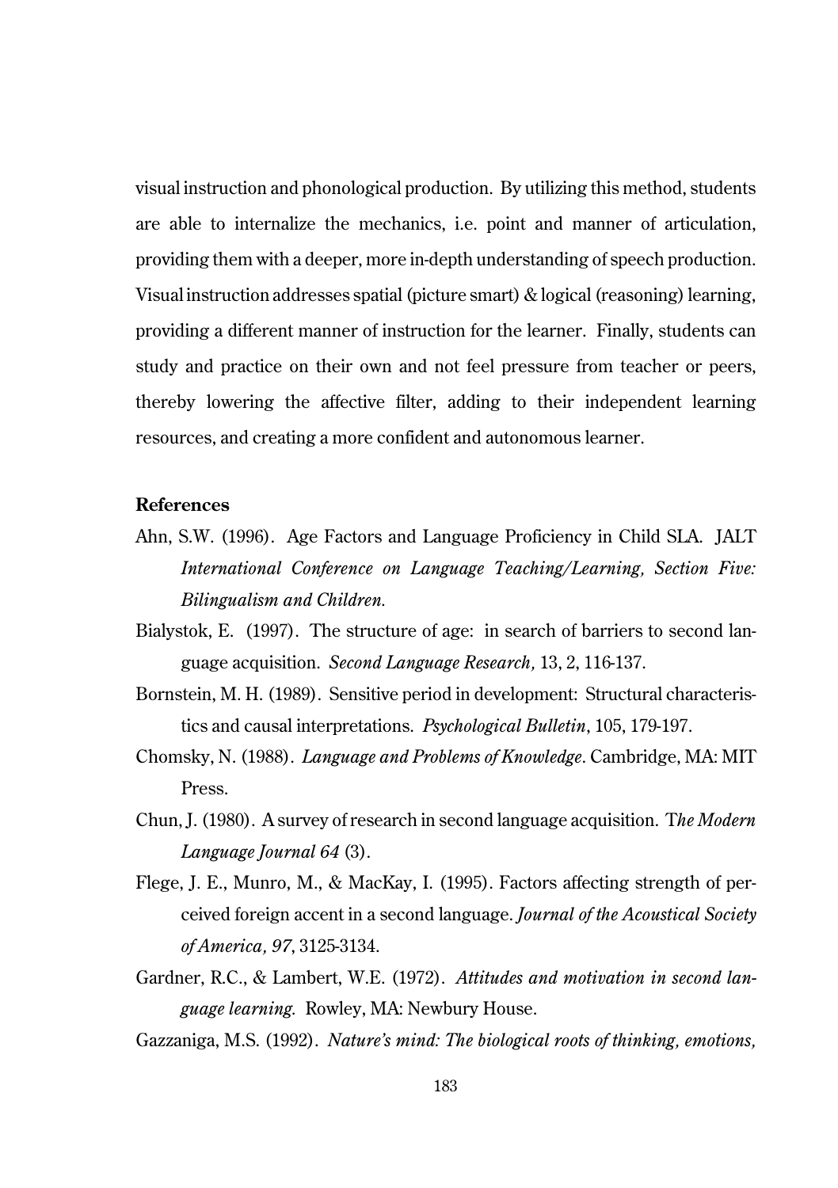visual instruction and phonological production. By utilizing this method, students are able to internalize the mechanics, i.e. point and manner of articulation, providing them with a deeper, more in-depth understanding of speech production. Visual instruction addresses spatial (picture smart) & logical (reasoning) learning, providing a different manner of instruction for the learner. Finally, students can study and practice on their own and not feel pressure from teacher or peers, thereby lowering the affective filter, adding to their independent learning resources, and creating a more confident and autonomous learner.

**References**

Ahn, S.W. (1996). Age Factors and Language Proficiency in Child SLA. JALT *International Conference on Language Teaching/Learning, Section Five: Bilingualism and Children.*

Bialystok, E. (1997). The structure of age: in search of barriers to second language acquisition. *Second Language Research,* 13, 2, 116-137.

Bornstein, M. H. (1989). Sensitive period in development: Structural characteristics and causal interpretations. *Psychological Bulletin*, 105, 179-197.

Chomsky, N. (1988). *Language and Problems of Knowledge*. Cambridge, MA: MIT Press.

Chun, J. (1980). A survey of research in second language acquisition. T*he Modern Language Journal 64* (3).

Flege, J. E., Munro, M., & MacKay, I. (1995). Factors affecting strength of perceived foreign accent in a second language. *Journal of the Acoustical Society of America, 97*, 3125-3134.

Gardner, R.C., & Lambert, W.E. (1972). *Attitudes and motivation in second language learning.* Rowley, MA: Newbury House.

Gazzaniga, M.S. (1992). *Nature's mind: The biological roots of thinking, emotions,*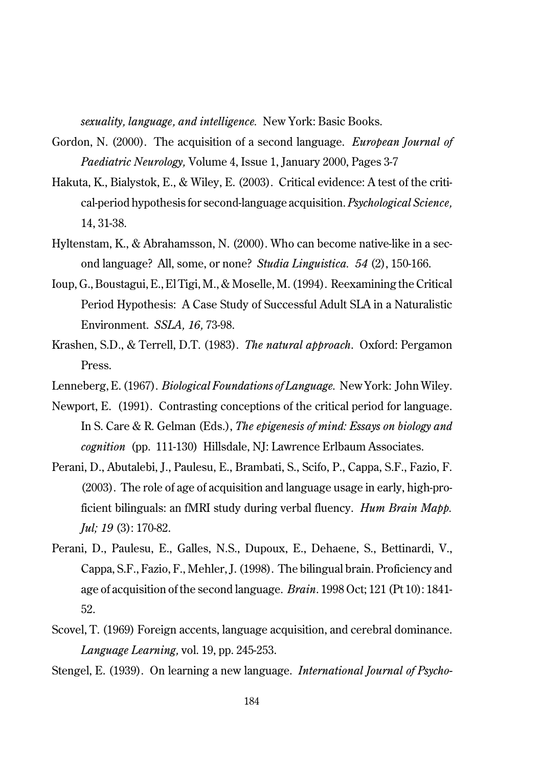*sexuality, language, and intelligence.* New York: Basic Books.

Gordon, N. (2000). The acquisition of a second language. *European Journal of Paediatric Neurology,* Volume 4, Issue 1, January 2000, Pages 3-7

Hakuta, K., Bialystok, E., & Wiley, E. (2003). Critical evidence: A test of the critical-period hypothesis for second-language acquisition. *Psychological Science,* 14, 31-38.

Hyltenstam, K., & Abrahamsson, N. (2000). Who can become native-like in a second language? All, some, or none? *Studia Linguistica. 54* (2), 150-166.

Ioup, G., Boustagui, E., El Tigi, M., & Moselle, M. (1994). Reexamining the Critical Period Hypothesis: A Case Study of Successful Adult SLA in a Naturalistic Environment. *SSLA, 16,* 73-98.

Krashen, S.D., & Terrell, D.T. (1983). *The natural approach*. Oxford: Pergamon Press.

Lenneberg, E. (1967). *Biological Foundations of Language.* New York: John Wiley.

Newport, E. (1991). Contrasting conceptions of the critical period for language. In S. Care & R. Gelman (Eds.), *The epigenesis of mind: Essays on biology and cognition* (pp. 111-130) Hillsdale, NJ: Lawrence Erlbaum Associates.

Perani, D., Abutalebi, J., Paulesu, E., Brambati, S., Scifo, P., Cappa, S.F., Fazio, F. (2003). The role of age of acquisition and language usage in early, high-proficient bilinguals: an fMRI study during verbal fluency. *Hum Brain Mapp. Jul; 19* (3): 170-82.

Perani, D., Paulesu, E., Galles, N.S., Dupoux, E., Dehaene, S., Bettinardi, V., Cappa, S.F., Fazio, F., Mehler, J. (1998). The bilingual brain. Proficiency and age of acquisition of the second language. *Brain*. 1998 Oct; 121 (Pt 10): 1841-52.

Scovel, T. (1969) Foreign accents, language acquisition, and cerebral dominance. *Language Learning,* vol. 19, pp. 245-253.

Stengel, E. (1939). On learning a new language. *International Journal of Psycho-*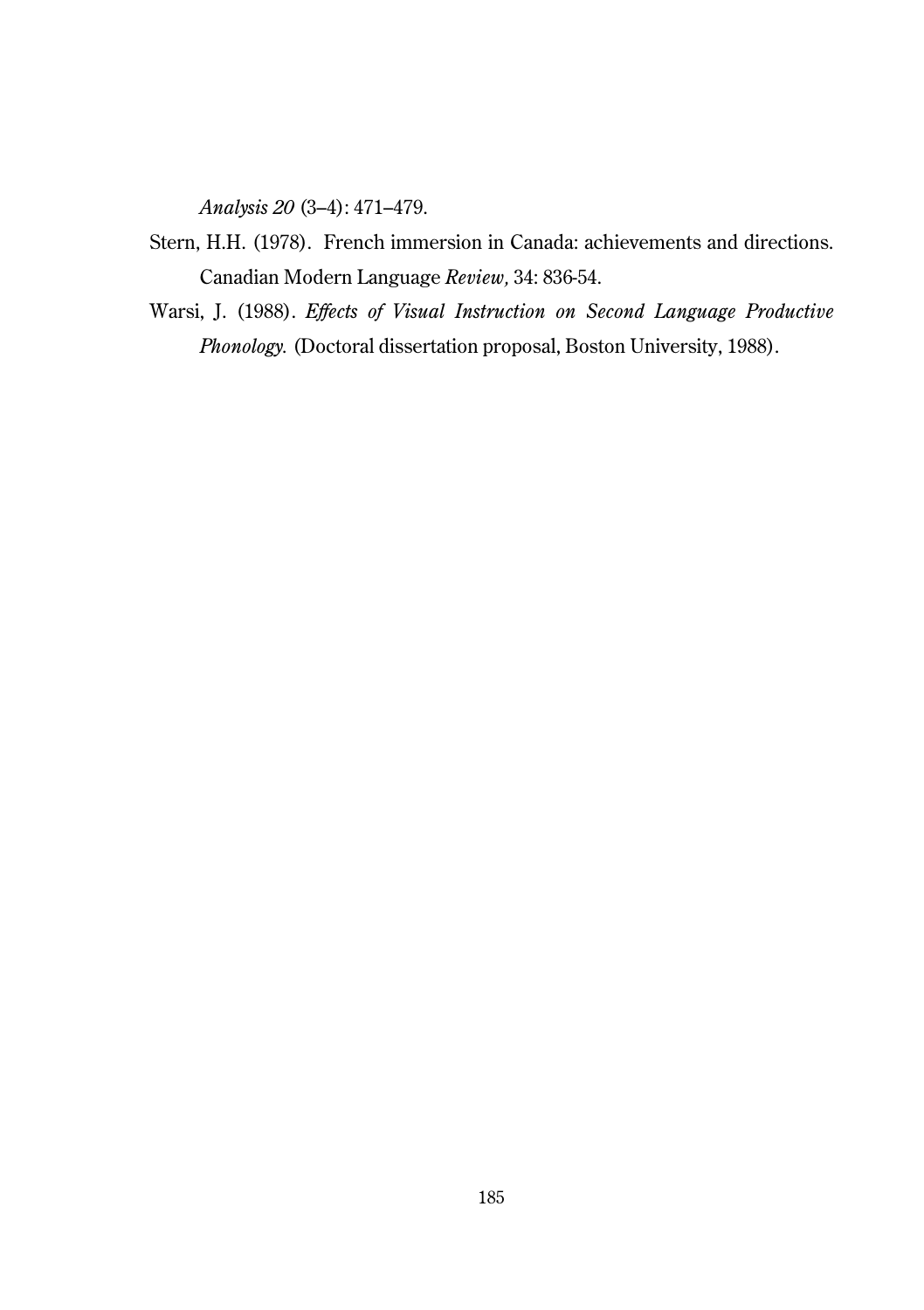*Analysis 20* (3–4): 471–479.

Stern, H.H. (1978). French immersion in Canada: achievements and directions. Canadian Modern Language *Review,* 34: 836-54.

Warsi, J. (1988). *Effects of Visual Instruction on Second Language Productive Phonology.* (Doctoral dissertation proposal, Boston University, 1988).